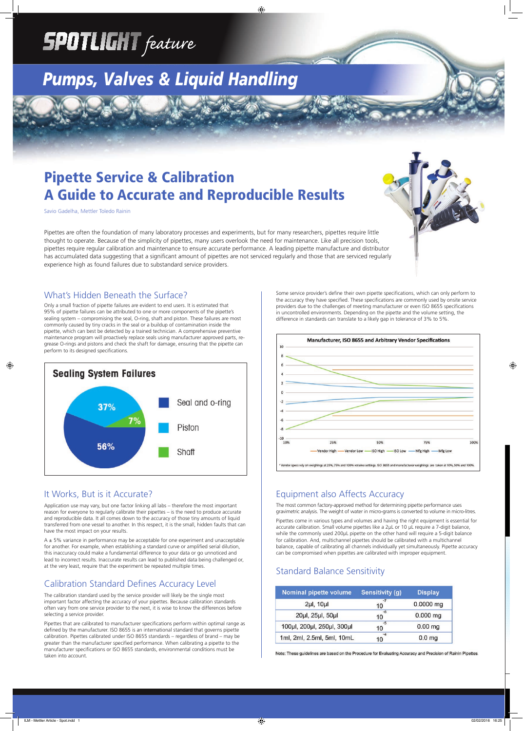# SPOTLIGHT feature

## Pumps, Valves & Liquid Handling

# Pipette Service & Calibration A Guide to Accurate and Reproducible Results

Savio Gadelha, Mettler Toledo Rainin

Pipettes are often the foundation of many laboratory processes and experiments, but for many researchers, pipettes require little thought to operate. Because of the simplicity of pipettes, many users overlook the need for maintenance. Like all precision tools, pipettes require regular calibration and maintenance to ensure accurate performance. A leading pipette manufacture and distributor has accumulated data suggesting that a significant amount of pipettes are not serviced regularly and those that are serviced regularly experience high as found failures due to substandard service providers.

## What's Hidden Beneath the Surface?

Only a small fraction of pipette failures are evident to end users. It is estimated that 95% of pipette failures can be attributed to one or more components of the pipette's sealing system – compromising the seal, O-ring, shaft and piston. These failures are most commonly caused by tiny cracks in the seal or a buildup of contamination inside the pipette, which can best be detected by a trained technician. A comprehensive preventive maintenance program will proactively replace seals using manufacturer approved parts, re-grease O-rings and pistons and check the shaft for damage, ensuring that the pipette can perform to its designed specifications.

**Sealing System Failures**

- Seal and o-ring: 56%
- Piston: 37%
- Shaft: 7%

## It Works, But is it Accurate?

Application use may vary, but one factor linking all labs – therefore the most important reason for everyone to regularly calibrate their pipettes – is the need to produce accurate and reproducible data. It all comes down to the accuracy of those tiny amounts of liquid transferred from one vessel to another. In this respect, it is the small, hidden faults that can have the most impact on your results.

A ± 5% variance in performance may be acceptable for one experiment and unacceptable for another. For example, when establishing a standard curve or amplified serial dilution, this inaccuracy could make a fundamental difference to your data or go unnoticed and lead to incorrect results. Inaccurate results can lead to published data being challenged or, at the very least, require that the experiment be repeated multiple times.

## Calibration Standard Defines Accuracy Level

The calibration standard used by the service provider will likely be the single most important factor affecting the accuracy of your pipettes. Because calibration standards often vary from one service provider to the next, it is wise to know the differences before selecting a service provider.

Pipettes that are calibrated to manufacturer specifications perform within optimal range as defined by the manufacturer. ISO 8655 is an international standard that governs pipette calibration. Pipettes calibrated under ISO 8655 standards – regardless of brand – may be greater than the manufacturer specified performance. When calibrating a pipette to the manufacturer specifications or ISO 8655 standards, environmental conditions must be taken into account.

Some service provider's define their own pipette specifications, which can only perform to the accuracy they have specified. These specifications are commonly used by onsite service providers due to the challenges of meeting manufacturer or even ISO 8655 specifications in uncontrolled environments. Depending on the pipette and the volume setting, the difference in standards can translate to a likely gap in tolerance of 3% to 5%.

**Manufacturer, ISO 8655 and Arbitrary Vendor Specifications**

(Chart legend: Vendor High, Vendor Low, ISO High, ISO Low, Mfg High, Mfg Low; x-axis: 10%, 25%, 50%, 75%, 100%; y-axis: -10 to 10)

* Vendor specs rely on weighings at 25%, 75% and 100% volume settings. ISO 8655 and manufacturer weighings are taken at 10%, 50% and 100%.

## Equipment also Affects Accuracy

The most common factory-approved method for determining pipette performance uses gravimetric analysis. The weight of water in micro-grams is converted to volume in micro-litres.

Pipettes come in various types and volumes and having the right equipment is essential for accurate calibration. Small volume pipettes like a 2µL or 10 µL require a 7-digit balance, while the commonly used 200µL pipette on the other hand will require a 5-digit balance for calibration. And, multichannel pipettes should be calibrated with a multichannel balance, capable of calibrating all channels individually yet simultaneously. Pipette accuracy can be compromised when pipettes are calibrated with improper equipment.

## Standard Balance Sensitivity

| Nominal pipette volume | Sensitivity (g) | Display |
|---|---|---|
| 2µl, 10µl | $10^{-7}$ | 0.0000 mg |
| 20µl, 25µl, 50µl | $10^{-6}$ | 0.000 mg |
| 100µl, 200µl, 250µl, 300µl | $10^{-5}$ | 0.00 mg |
| 1ml, 2ml, 2.5ml, 5ml, 10mL | $10^{-4}$ | 0.0 mg |

Note: These guidelines are based on the Procedure for Evaluating Accuracy and Precision of Rainin Pipettes.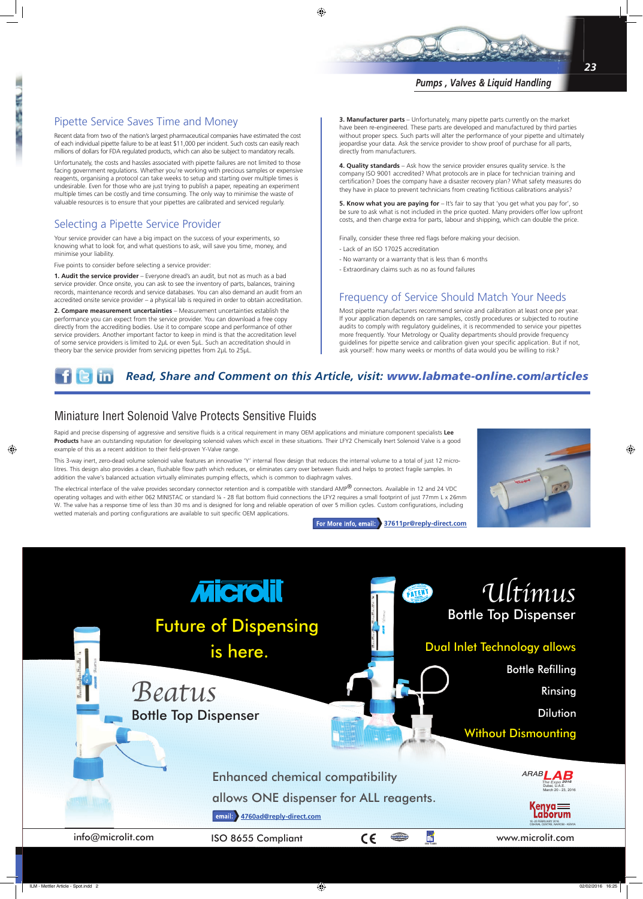## Pipette Service Saves Time and Money

Recent data from two of the nation's largest pharmaceutical companies have estimated the cost of each individual pipette failure to be at least $11,000 per incident. Such costs can easily reach millions of dollars for FDA regulated products, which can also be subject to mandatory recalls.

Unfortunately, the costs and hassles associated with pipette failures are not limited to those facing government regulations. Whether you're working with precious samples or expensive reagents, organising a protocol can take weeks to setup and starting over multiple times is undesirable. Even for those who are just trying to publish a paper, repeating an experiment multiple times can be costly and time consuming. The only way to minimise the waste of valuable resources is to ensure that your pipettes are calibrated and serviced regularly.

## Selecting a Pipette Service Provider

Your service provider can have a big impact on the success of your experiments, so knowing what to look for, and what questions to ask, will save you time, money, and minimise your liability.

Five points to consider before selecting a service provider:

**1. Audit the service provider** – Everyone dread's an audit, but not as much as a bad service provider. Once onsite, you can ask to see the inventory of parts, balances, training records, maintenance records and service databases. You can also demand an audit from an accredited onsite service provider – a physical lab is required in order to obtain accreditation.

**2. Compare measurement uncertainties** – Measurement uncertainties establish the performance you can expect from the service provider. You can download a free copy directly from the accrediting bodies. Use it to compare scope and performance of other service providers. Another important factor to keep in mind is that the accreditation level of some service providers is limited to 2μL or even 5μL. Such an accreditation should in theory bar the service provider from servicing pipettes from 2μL to 25μL.

**3. Manufacturer parts** – Unfortunately, many pipette parts currently on the market have been re-engineered. These parts are developed and manufactured by third parties without proper specs. Such parts will alter the performance of your pipette and ultimately jeopardise your data. Ask the service provider to show proof of purchase for all parts, directly from manufacturers.

**4. Quality standards** – Ask how the service provider ensures quality service. Is the company ISO 9001 accredited? What protocols are in place for technician training and certification? Does the company have a disaster recovery plan? What safety measures do they have in place to prevent technicians from creating fictitious calibrations analysis?

**5. Know what you are paying for** – It's fair to say that 'you get what you pay for', so be sure to ask what is not included in the price quoted. Many providers offer low upfront costs, and then charge extra for parts, labour and shipping, which can double the price.

Finally, consider these three red flags before making your decision.

- Lack of an ISO 17025 accreditation
- No warranty or a warranty that is less than 6 months
- Extraordinary claims such as no as found failures

## Frequency of Service Should Match Your Needs

Most pipette manufacturers recommend service and calibration at least once per year. If your application depends on rare samples, costly procedures or subjected to routine audits to comply with regulatory guidelines, it is recommended to service your pipettes more frequently. Your Metrology or Quality departments should provide frequency guidelines for pipette service and calibration given your specific application. But if not, ask yourself: how many weeks or months of data would you be willing to risk?

***Read, Share and Comment on this Article, visit: www.labmate-online.com/articles***

## Miniature Inert Solenoid Valve Protects Sensitive Fluids

Rapid and precise dispensing of aggressive and sensitive fluids is a critical requirement in many OEM applications and miniature component specialists **Lee Products** have an outstanding reputation for developing solenoid valves which excel in these situations. Their LFY2 Chemically Inert Solenoid Valve is a good example of this as a recent addition to their field-proven Y-Valve range.

This 3-way inert, zero-dead volume solenoid valve features an innovative 'Y' internal flow design that reduces the internal volume to a total of just 12 micro-litres. This design also provides a clean, flushable flow path which reduces, or eliminates carry over between fluids and helps to protect fragile assays. In addition the valve's balanced actuation virtually eliminates pumping effects, which is common to diaphragm valves.

The electrical interface of the valve provides secondary connector retention and is compatible with standard AMP® connectors. Available in 12 and 24 VDC operating voltages and with either 062 MINISTAC or standard ¼ - 28 flat bottom fluid connections the LFY2 requires a small footprint of just 77mm L x 26mm W. The valve has a response time of less than 30 ms and is designed for long and reliable operation of over 5 million cycles. Custom configurations, including wetted materials and porting configurations are available to suit specific OEM applications.

For More Info, email: 37611pr@reply-direct.com

---

**Microlit**

Future of Dispensing is here.

*Beatus* Bottle Top Dispenser

*Ultimus* Bottle Top Dispenser

PATENT

Dual Inlet Technology allows Bottle Refilling Rinsing Dilution Without Dismounting

Enhanced chemical compatibility allows ONE dispenser for ALL reagents.

email: 4760ad@reply-direct.com

ARAB LAB The Expo 2016 Dubai, U.A.E. March 20 - 23, 2016

Kenya Laborum

info@microlit.com ISO 8655 Compliant CE www.microlit.com